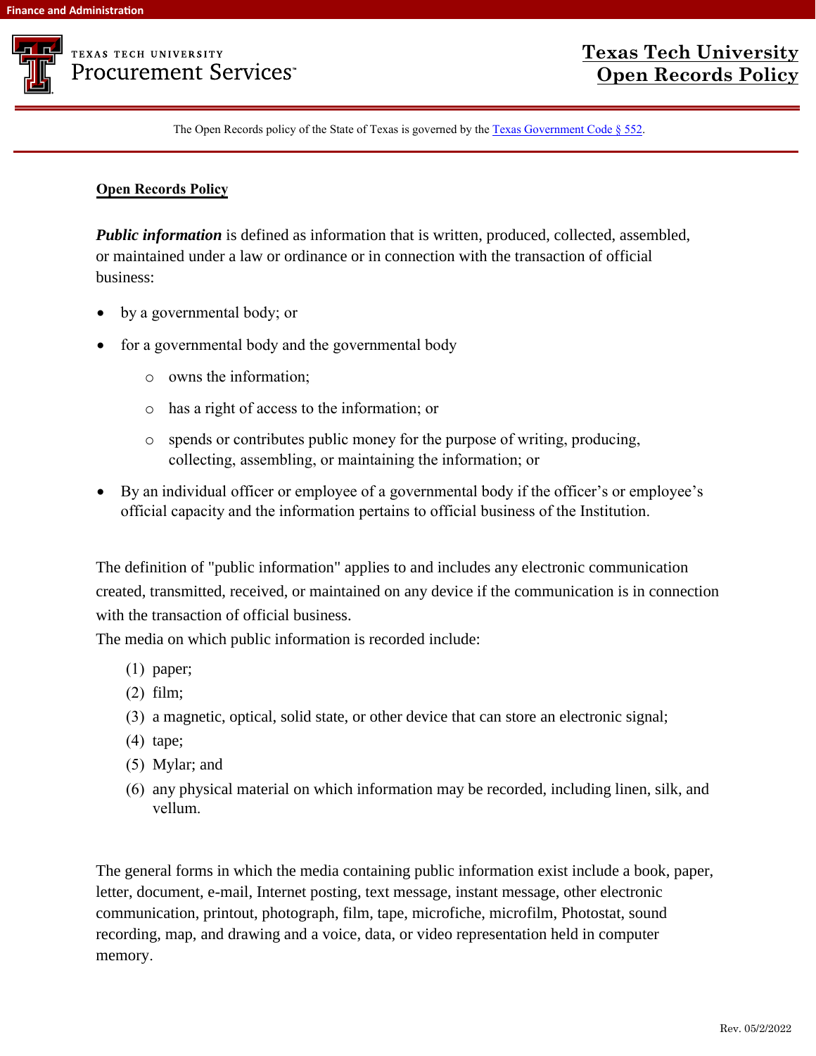TEXAS TECH UNIVERSITY
Procurement Services

# Texas Tech University Open Records Policy

The Open Records policy of the State of Texas is governed by the Texas Government Code § 552.

## Open Records Policy

***Public information*** is defined as information that is written, produced, collected, assembled, or maintained under a law or ordinance or in connection with the transaction of official business:

- by a governmental body; or
- for a governmental body and the governmental body
  - owns the information;
  - has a right of access to the information; or
  - spends or contributes public money for the purpose of writing, producing, collecting, assembling, or maintaining the information; or
- By an individual officer or employee of a governmental body if the officer's or employee's official capacity and the information pertains to official business of the Institution.

The definition of "public information" applies to and includes any electronic communication created, transmitted, received, or maintained on any device if the communication is in connection with the transaction of official business.

The media on which public information is recorded include:

(1) paper;
(2) film;
(3) a magnetic, optical, solid state, or other device that can store an electronic signal;
(4) tape;
(5) Mylar; and
(6) any physical material on which information may be recorded, including linen, silk, and vellum.

The general forms in which the media containing public information exist include a book, paper, letter, document, e-mail, Internet posting, text message, instant message, other electronic communication, printout, photograph, film, tape, microfiche, microfilm, Photostat, sound recording, map, and drawing and a voice, data, or video representation held in computer memory.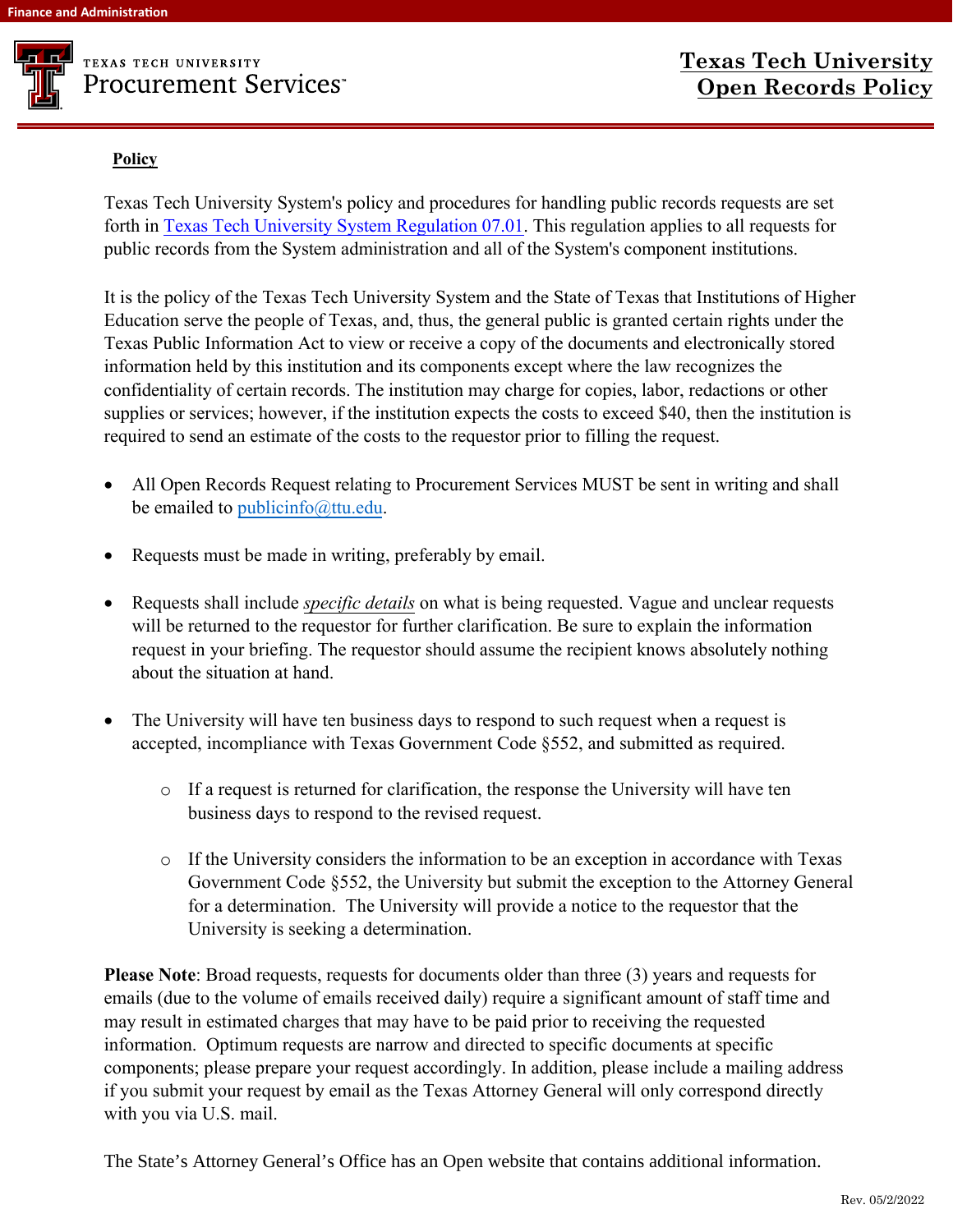# Texas Tech University Open Records Policy

## Policy

Texas Tech University System's policy and procedures for handling public records requests are set forth in [Texas Tech University System Regulation 07.01](). This regulation applies to all requests for public records from the System administration and all of the System's component institutions.

It is the policy of the Texas Tech University System and the State of Texas that Institutions of Higher Education serve the people of Texas, and, thus, the general public is granted certain rights under the Texas Public Information Act to view or receive a copy of the documents and electronically stored information held by this institution and its components except where the law recognizes the confidentiality of certain records. The institution may charge for copies, labor, redactions or other supplies or services; however, if the institution expects the costs to exceed $40, then the institution is required to send an estimate of the costs to the requestor prior to filling the request.

- All Open Records Request relating to Procurement Services MUST be sent in writing and shall be emailed to publicinfo@ttu.edu.
- Requests must be made in writing, preferably by email.
- Requests shall include ***specific details*** on what is being requested. Vague and unclear requests will be returned to the requestor for further clarification. Be sure to explain the information request in your briefing. The requestor should assume the recipient knows absolutely nothing about the situation at hand.
- The University will have ten business days to respond to such request when a request is accepted, incompliance with Texas Government Code §552, and submitted as required.
    - If a request is returned for clarification, the response the University will have ten business days to respond to the revised request.
    - If the University considers the information to be an exception in accordance with Texas Government Code §552, the University but submit the exception to the Attorney General for a determination. The University will provide a notice to the requestor that the University is seeking a determination.

**Please Note**: Broad requests, requests for documents older than three (3) years and requests for emails (due to the volume of emails received daily) require a significant amount of staff time and may result in estimated charges that may have to be paid prior to receiving the requested information. Optimum requests are narrow and directed to specific documents at specific components; please prepare your request accordingly. In addition, please include a mailing address if you submit your request by email as the Texas Attorney General will only correspond directly with you via U.S. mail.

The State's Attorney General's Office has an Open website that contains additional information.